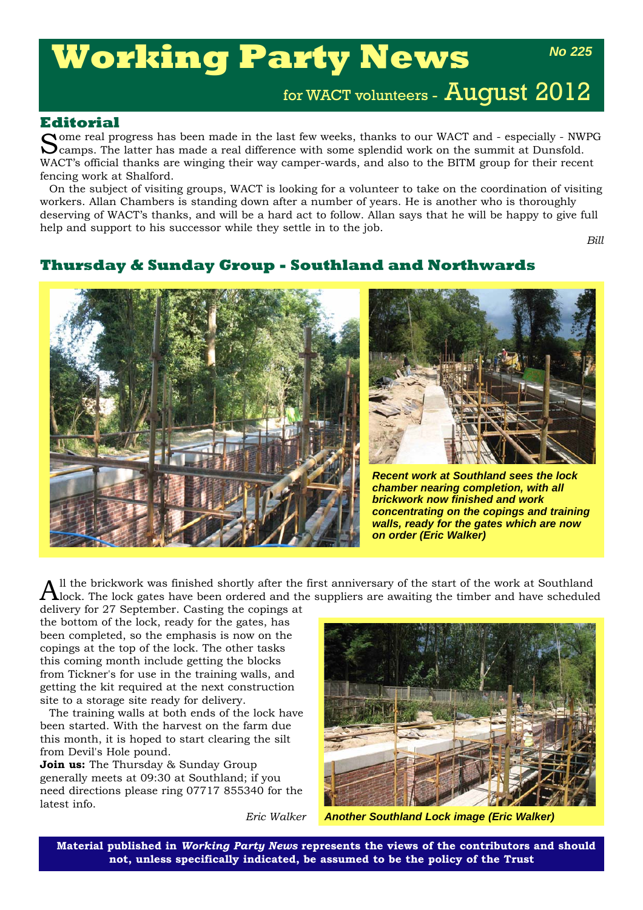# Working Party News

**No 225**

for WACT volunteers - August 2012

## Editorial

Some real progress has been made in the last few weeks, thanks to our WACT and - especially - NWPG camps. The latter has made a real difference with some splendid work on the summit at Dunsfold. WACT's official thanks are winging their way camper-wards, and also to the BITM group for their recent fencing work at Shalford.

On the subject of visiting groups, WACT is looking for a volunteer to take on the coordination of visiting workers. Allan Chambers is standing down after a number of years. He is another who is thoroughly deserving of WACT's thanks, and will be a hard act to follow. Allan says that he will be happy to give full help and support to his successor while they settle in to the job.

*Bill*

## Thursday & Sunday Group - Southland and Northwards

***Recent work at Southland sees the lock chamber nearing completion, with all brickwork now finished and work concentrating on the copings and training walls, ready for the gates which are now on order (Eric Walker)***

All the brickwork was finished shortly after the first anniversary of the start of the work at Southland lock. The lock gates have been ordered and the suppliers are awaiting the timber and have scheduled delivery for 27 September. Casting the copings at the bottom of the lock, ready for the gates, has been completed, so the emphasis is now on the copings at the top of the lock. The other tasks this coming month include getting the blocks from Tickner's for use in the training walls, and getting the kit required at the next construction site to a storage site ready for delivery.

The training walls at both ends of the lock have been started. With the harvest on the farm due this month, it is hoped to start clearing the silt from Devil's Hole pound.

**Join us:** The Thursday & Sunday Group generally meets at 09:30 at Southland; if you need directions please ring 07717 855340 for the latest info.

*Eric Walker*

***Another Southland Lock image (Eric Walker)***

**Material published in *Working Party News* represents the views of the contributors and should not, unless specifically indicated, be assumed to be the policy of the Trust**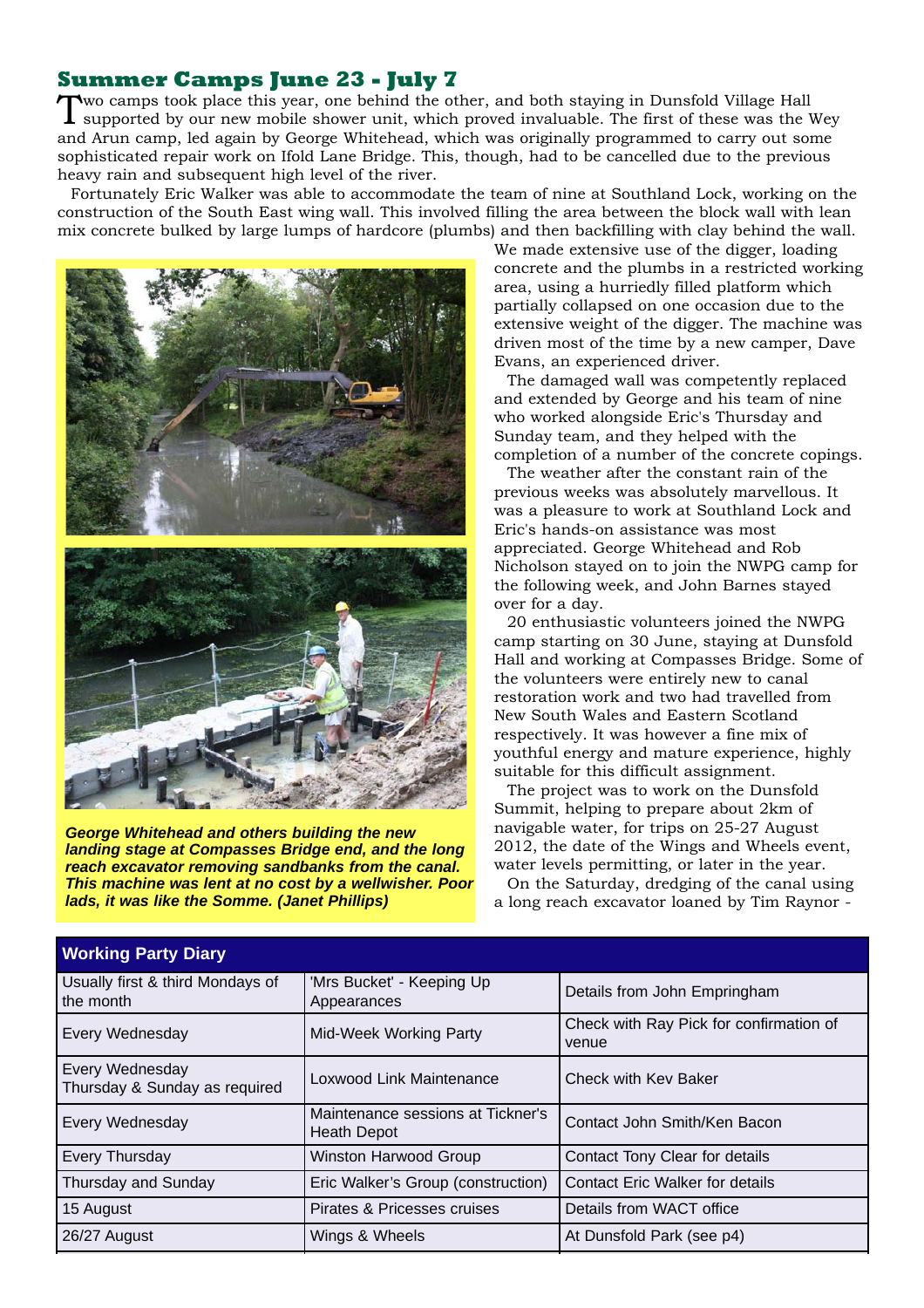## Summer Camps June 23 - July 7

Two camps took place this year, one behind the other, and both staying in Dunsfold Village Hall supported by our new mobile shower unit, which proved invaluable. The first of these was the Wey and Arun camp, led again by George Whitehead, which was originally programmed to carry out some sophisticated repair work on Ifold Lane Bridge. This, though, had to be cancelled due to the previous heavy rain and subsequent high level of the river.

Fortunately Eric Walker was able to accommodate the team of nine at Southland Lock, working on the construction of the South East wing wall. This involved filling the area between the block wall with lean mix concrete bulked by large lumps of hardcore (plumbs) and then backfilling with clay behind the wall. We made extensive use of the digger, loading concrete and the plumbs in a restricted working area, using a hurriedly filled platform which partially collapsed on one occasion due to the extensive weight of the digger. The machine was driven most of the time by a new camper, Dave Evans, an experienced driver.

The damaged wall was competently replaced and extended by George and his team of nine who worked alongside Eric's Thursday and Sunday team, and they helped with the completion of a number of the concrete copings.

The weather after the constant rain of the previous weeks was absolutely marvellous. It was a pleasure to work at Southland Lock and Eric's hands-on assistance was most appreciated. George Whitehead and Rob Nicholson stayed on to join the NWPG camp for the following week, and John Barnes stayed over for a day.

20 enthusiastic volunteers joined the NWPG camp starting on 30 June, staying at Dunsfold Hall and working at Compasses Bridge. Some of the volunteers were entirely new to canal restoration work and two had travelled from New South Wales and Eastern Scotland respectively. It was however a fine mix of youthful energy and mature experience, highly suitable for this difficult assignment.

The project was to work on the Dunsfold Summit, helping to prepare about 2km of navigable water, for trips on 25-27 August 2012, the date of the Wings and Wheels event, water levels permitting, or later in the year.

On the Saturday, dredging of the canal using a long reach excavator loaned by Tim Raynor -

***George Whitehead and others building the new landing stage at Compasses Bridge end, and the long reach excavator removing sandbanks from the canal. This machine was lent at no cost by a wellwisher. Poor lads, it was like the Somme. (Janet Phillips)***

| Working Party Diary | | |
|---|---|---|
| Usually first & third Mondays of the month | 'Mrs Bucket' - Keeping Up Appearances | Details from John Empringham |
| Every Wednesday | Mid-Week Working Party | Check with Ray Pick for confirmation of venue |
| Every Wednesday<br>Thursday & Sunday as required | Loxwood Link Maintenance | Check with Kev Baker |
| Every Wednesday | Maintenance sessions at Tickner's Heath Depot | Contact John Smith/Ken Bacon |
| Every Thursday | Winston Harwood Group | Contact Tony Clear for details |
| Thursday and Sunday | Eric Walker's Group (construction) | Contact Eric Walker for details |
| 15 August | Pirates & Pricesses cruises | Details from WACT office |
| 26/27 August | Wings & Wheels | At Dunsfold Park (see p4) |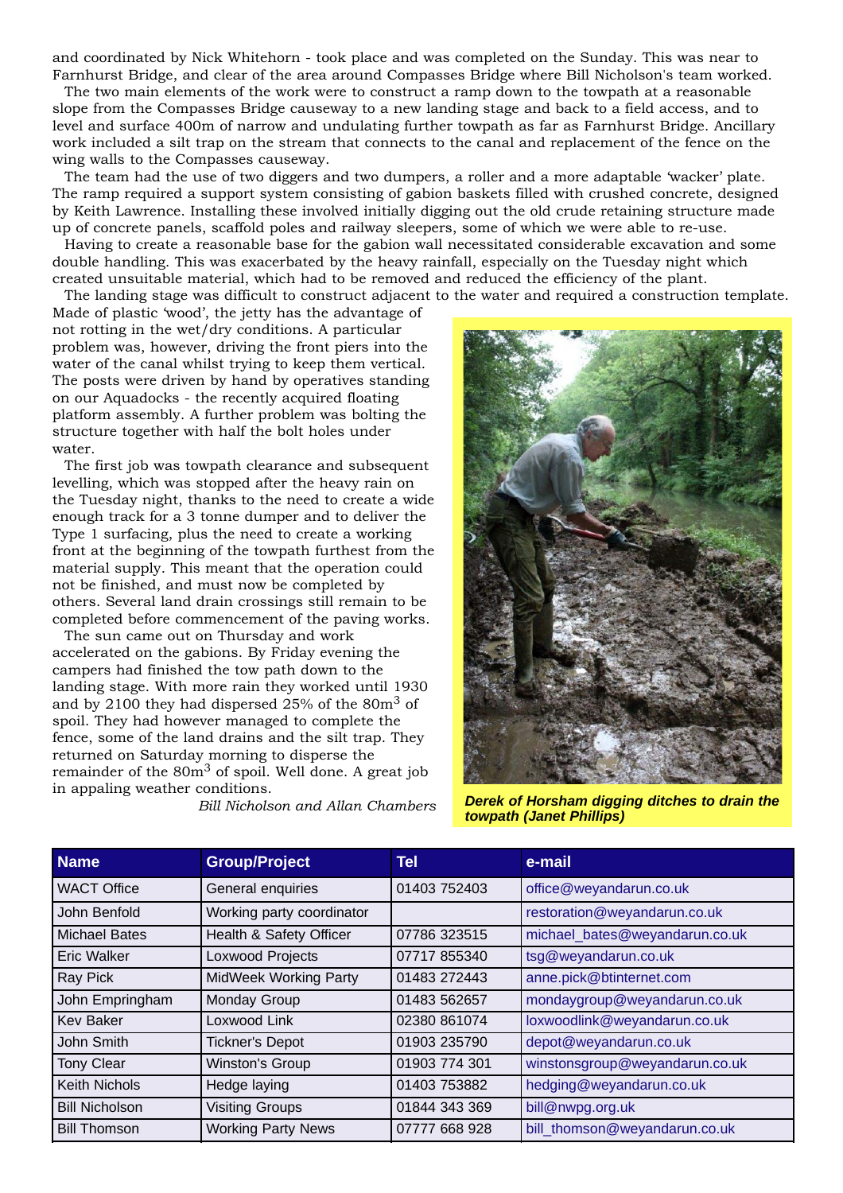and coordinated by Nick Whitehorn - took place and was completed on the Sunday. This was near to Farnhurst Bridge, and clear of the area around Compasses Bridge where Bill Nicholson's team worked.

The two main elements of the work were to construct a ramp down to the towpath at a reasonable slope from the Compasses Bridge causeway to a new landing stage and back to a field access, and to level and surface 400m of narrow and undulating further towpath as far as Farnhurst Bridge. Ancillary work included a silt trap on the stream that connects to the canal and replacement of the fence on the wing walls to the Compasses causeway.

The team had the use of two diggers and two dumpers, a roller and a more adaptable 'wacker' plate. The ramp required a support system consisting of gabion baskets filled with crushed concrete, designed by Keith Lawrence. Installing these involved initially digging out the old crude retaining structure made up of concrete panels, scaffold poles and railway sleepers, some of which we were able to re-use.

Having to create a reasonable base for the gabion wall necessitated considerable excavation and some double handling. This was exacerbated by the heavy rainfall, especially on the Tuesday night which created unsuitable material, which had to be removed and reduced the efficiency of the plant.

The landing stage was difficult to construct adjacent to the water and required a construction template. Made of plastic 'wood', the jetty has the advantage of not rotting in the wet/dry conditions. A particular problem was, however, driving the front piers into the water of the canal whilst trying to keep them vertical. The posts were driven by hand by operatives standing on our Aquadocks - the recently acquired floating platform assembly. A further problem was bolting the structure together with half the bolt holes under water.

The first job was towpath clearance and subsequent levelling, which was stopped after the heavy rain on the Tuesday night, thanks to the need to create a wide enough track for a 3 tonne dumper and to deliver the Type 1 surfacing, plus the need to create a working front at the beginning of the towpath furthest from the material supply. This meant that the operation could not be finished, and must now be completed by others. Several land drain crossings still remain to be completed before commencement of the paving works.

The sun came out on Thursday and work accelerated on the gabions. By Friday evening the campers had finished the tow path down to the landing stage. With more rain they worked until 1930 and by 2100 they had dispersed 25% of the 80m$^3$ of spoil. They had however managed to complete the fence, some of the land drains and the silt trap. They returned on Saturday morning to disperse the remainder of the 80m$^3$ of spoil. Well done. A great job in appaling weather conditions.

*Bill Nicholson and Allan Chambers*

***Derek of Horsham digging ditches to drain the towpath (Janet Phillips)***

| Name | Group/Project | Tel | e-mail |
|---|---|---|---|
| WACT Office | General enquiries | 01403 752403 | office@weyandarun.co.uk |
| John Benfold | Working party coordinator | | restoration@weyandarun.co.uk |
| Michael Bates | Health & Safety Officer | 07786 323515 | michael_bates@weyandarun.co.uk |
| Eric Walker | Loxwood Projects | 07717 855340 | tsg@weyandarun.co.uk |
| Ray Pick | MidWeek Working Party | 01483 272443 | anne.pick@btinternet.com |
| John Empringham | Monday Group | 01483 562657 | mondaygroup@weyandarun.co.uk |
| Kev Baker | Loxwood Link | 02380 861074 | loxwoodlink@weyandarun.co.uk |
| John Smith | Tickner's Depot | 01903 235790 | depot@weyandarun.co.uk |
| Tony Clear | Winston's Group | 01903 774 301 | winstonsgroup@weyandarun.co.uk |
| Keith Nichols | Hedge laying | 01403 753882 | hedging@weyandarun.co.uk |
| Bill Nicholson | Visiting Groups | 01844 343 369 | bill@nwpg.org.uk |
| Bill Thomson | Working Party News | 07777 668 928 | bill_thomson@weyandarun.co.uk |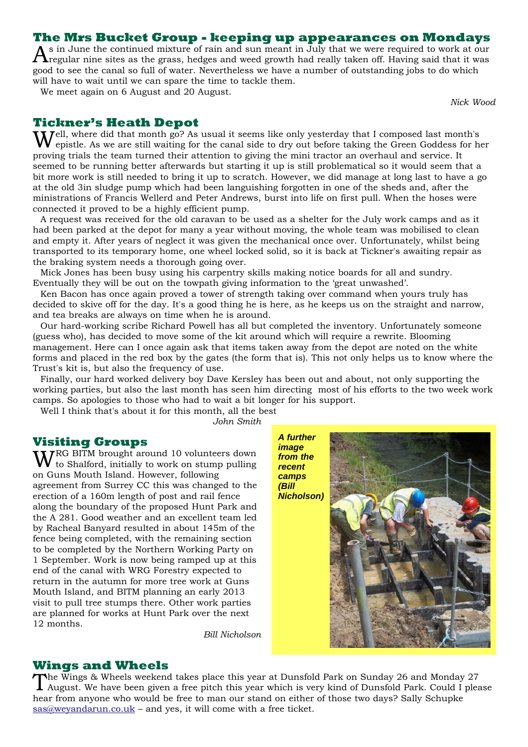## The Mrs Bucket Group - keeping up appearances on Mondays

As in June the continued mixture of rain and sun meant in July that we were required to work at our regular nine sites as the grass, hedges and weed growth had really taken off. Having said that it was good to see the canal so full of water. Nevertheless we have a number of outstanding jobs to do which will have to wait until we can spare the time to tackle them.

We meet again on 6 August and 20 August.

*Nick Wood*

## Tickner's Heath Depot

Well, where did that month go? As usual it seems like only yesterday that I composed last month's epistle. As we are still waiting for the canal side to dry out before taking the Green Goddess for her proving trials the team turned their attention to giving the mini tractor an overhaul and service. It seemed to be running better afterwards but starting it up is still problematical so it would seem that a bit more work is still needed to bring it up to scratch. However, we did manage at long last to have a go at the old 3in sludge pump which had been languishing forgotten in one of the sheds and, after the ministrations of Francis Wellerd and Peter Andrews, burst into life on first pull. When the hoses were connected it proved to be a highly efficient pump.

A request was received for the old caravan to be used as a shelter for the July work camps and as it had been parked at the depot for many a year without moving, the whole team was mobilised to clean and empty it. After years of neglect it was given the mechanical once over. Unfortunately, whilst being transported to its temporary home, one wheel locked solid, so it is back at Tickner's awaiting repair as the braking system needs a thorough going over.

Mick Jones has been busy using his carpentry skills making notice boards for all and sundry. Eventually they will be out on the towpath giving information to the 'great unwashed'.

Ken Bacon has once again proved a tower of strength taking over command when yours truly has decided to skive off for the day. It's a good thing he is here, as he keeps us on the straight and narrow, and tea breaks are always on time when he is around.

Our hard-working scribe Richard Powell has all but completed the inventory. Unfortunately someone (guess who), has decided to move some of the kit around which will require a rewrite. Blooming management. Here can I once again ask that items taken away from the depot are noted on the white forms and placed in the red box by the gates (the form that is). This not only helps us to know where the Trust's kit is, but also the frequency of use.

Finally, our hard worked delivery boy Dave Kersley has been out and about, not only supporting the working parties, but also the last month has seen him directing most of his efforts to the two week work camps. So apologies to those who had to wait a bit longer for his support.

Well I think that's about it for this month, all the best

*John Smith*

## Visiting Groups

WRG BITM brought around 10 volunteers down to Shalford, initially to work on stump pulling on Guns Mouth Island. However, following agreement from Surrey CC this was changed to the erection of a 160m length of post and rail fence along the boundary of the proposed Hunt Park and the A 281. Good weather and an excellent team led by Racheal Banyard resulted in about 145m of the fence being completed, with the remaining section to be completed by the Northern Working Party on 1 September. Work is now being ramped up at this end of the canal with WRG Forestry expected to return in the autumn for more tree work at Guns Mouth Island, and BITM planning an early 2013 visit to pull tree stumps there. Other work parties are planned for works at Hunt Park over the next 12 months.

*Bill Nicholson*

***A further image from the recent camps (Bill Nicholson)***

## Wings and Wheels

The Wings & Wheels weekend takes place this year at Dunsfold Park on Sunday 26 and Monday 27 August. We have been given a free pitch this year which is very kind of Dunsfold Park. Could I please hear from anyone who would be free to man our stand on either of those two days? Sally Schupke sas@weyandarun.co.uk – and yes, it will come with a free ticket.